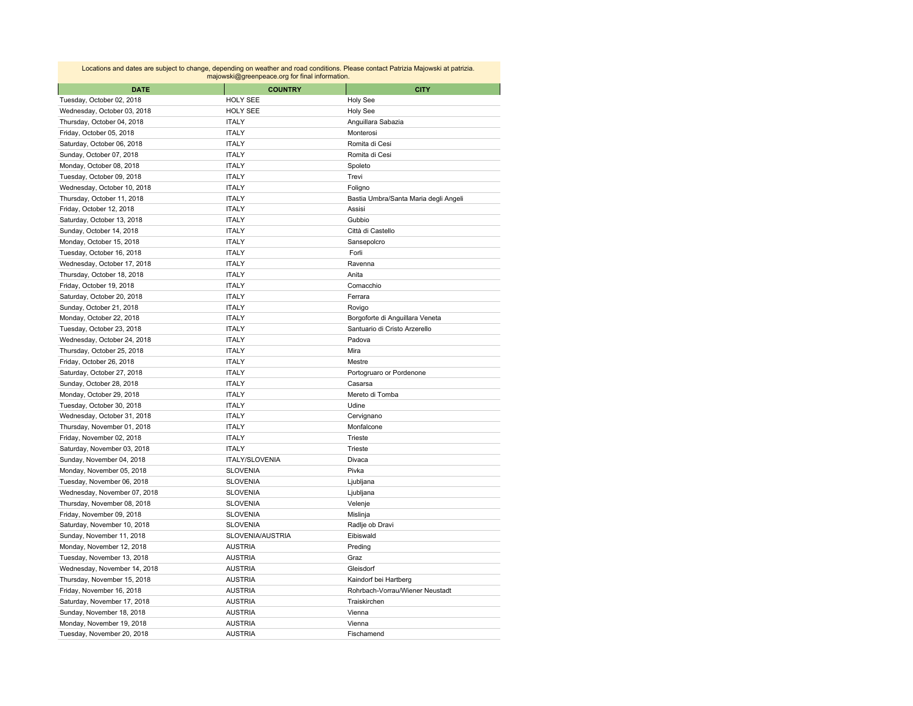Locations and dates are subject to change, depending on weather and road conditions. Please contact Patrizia Majowski at patrizia.majowski@greenpeace.org for final information.

| DATE | COUNTRY | CITY |
| --- | --- | --- |
| Tuesday, October 02, 2018 | HOLY SEE | Holy See |
| Wednesday, October 03, 2018 | HOLY SEE | Holy See |
| Thursday, October 04, 2018 | ITALY | Anguillara Sabazia |
| Friday, October 05, 2018 | ITALY | Monterosi |
| Saturday, October 06, 2018 | ITALY | Romita di Cesi |
| Sunday, October 07, 2018 | ITALY | Romita di Cesi |
| Monday, October 08, 2018 | ITALY | Spoleto |
| Tuesday, October 09, 2018 | ITALY | Trevi |
| Wednesday, October 10, 2018 | ITALY | Foligno |
| Thursday, October 11, 2018 | ITALY | Bastia Umbra/Santa Maria degli Angeli |
| Friday, October 12, 2018 | ITALY | Assisi |
| Saturday, October 13, 2018 | ITALY | Gubbio |
| Sunday, October 14, 2018 | ITALY | Città di Castello |
| Monday, October 15, 2018 | ITALY | Sansepolcro |
| Tuesday, October 16, 2018 | ITALY | Forli |
| Wednesday, October 17, 2018 | ITALY | Ravenna |
| Thursday, October 18, 2018 | ITALY | Anita |
| Friday, October 19, 2018 | ITALY | Comacchio |
| Saturday, October 20, 2018 | ITALY | Ferrara |
| Sunday, October 21, 2018 | ITALY | Rovigo |
| Monday, October 22, 2018 | ITALY | Borgoforte di Anguillara Veneta |
| Tuesday, October 23, 2018 | ITALY | Santuario di Cristo Arzerello |
| Wednesday, October 24, 2018 | ITALY | Padova |
| Thursday, October 25, 2018 | ITALY | Mira |
| Friday, October 26, 2018 | ITALY | Mestre |
| Saturday, October 27, 2018 | ITALY | Portogruaro or Pordenone |
| Sunday, October 28, 2018 | ITALY | Casarsa |
| Monday, October 29, 2018 | ITALY | Mereto di Tomba |
| Tuesday, October 30, 2018 | ITALY | Udine |
| Wednesday, October 31, 2018 | ITALY | Cervignano |
| Thursday, November 01, 2018 | ITALY | Monfalcone |
| Friday, November 02, 2018 | ITALY | Trieste |
| Saturday, November 03, 2018 | ITALY | Trieste |
| Sunday, November 04, 2018 | ITALY/SLOVENIA | Divaca |
| Monday, November 05, 2018 | SLOVENIA | Pivka |
| Tuesday, November 06, 2018 | SLOVENIA | Ljubljana |
| Wednesday, November 07, 2018 | SLOVENIA | Ljubljana |
| Thursday, November 08, 2018 | SLOVENIA | Velenje |
| Friday, November 09, 2018 | SLOVENIA | Mislinja |
| Saturday, November 10, 2018 | SLOVENIA | Radlje ob Dravi |
| Sunday, November 11, 2018 | SLOVENIA/AUSTRIA | Eibiswald |
| Monday, November 12, 2018 | AUSTRIA | Preding |
| Tuesday, November 13, 2018 | AUSTRIA | Graz |
| Wednesday, November 14, 2018 | AUSTRIA | Gleisdorf |
| Thursday, November 15, 2018 | AUSTRIA | Kaindorf bei Hartberg |
| Friday, November 16, 2018 | AUSTRIA | Rohrbach-Vorrau/Wiener Neustadt |
| Saturday, November 17, 2018 | AUSTRIA | Traiskirchen |
| Sunday, November 18, 2018 | AUSTRIA | Vienna |
| Monday, November 19, 2018 | AUSTRIA | Vienna |
| Tuesday, November 20, 2018 | AUSTRIA | Fischamend |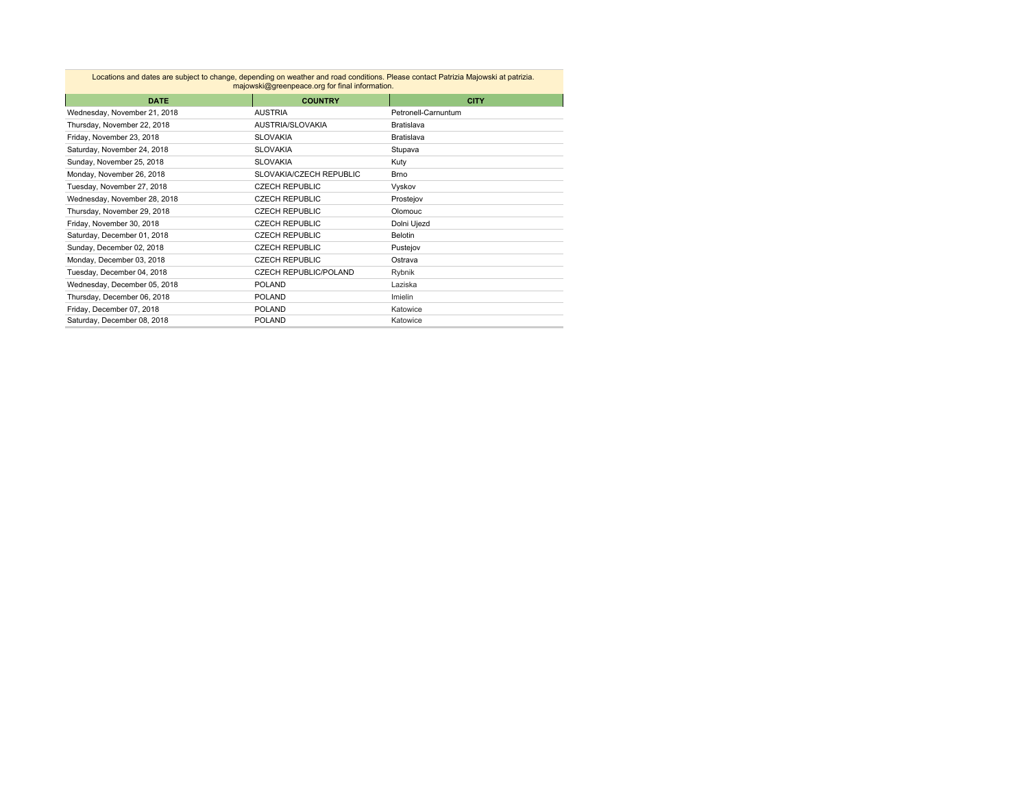Locations and dates are subject to change, depending on weather and road conditions. Please contact Patrizia Majowski at patrizia.majowski@greenpeace.org for final information.

| DATE | COUNTRY | CITY |
| --- | --- | --- |
| Wednesday, November 21, 2018 | AUSTRIA | Petronell-Carnuntum |
| Thursday, November 22, 2018 | AUSTRIA/SLOVAKIA | Bratislava |
| Friday, November 23, 2018 | SLOVAKIA | Bratislava |
| Saturday, November 24, 2018 | SLOVAKIA | Stupava |
| Sunday, November 25, 2018 | SLOVAKIA | Kuty |
| Monday, November 26, 2018 | SLOVAKIA/CZECH REPUBLIC | Brno |
| Tuesday, November 27, 2018 | CZECH REPUBLIC | Vyskov |
| Wednesday, November 28, 2018 | CZECH REPUBLIC | Prostejov |
| Thursday, November 29, 2018 | CZECH REPUBLIC | Olomouc |
| Friday, November 30, 2018 | CZECH REPUBLIC | Dolni Ujezd |
| Saturday, December 01, 2018 | CZECH REPUBLIC | Belotin |
| Sunday, December 02, 2018 | CZECH REPUBLIC | Pustejov |
| Monday, December 03, 2018 | CZECH REPUBLIC | Ostrava |
| Tuesday, December 04, 2018 | CZECH REPUBLIC/POLAND | Rybnik |
| Wednesday, December 05, 2018 | POLAND | Laziska |
| Thursday, December 06, 2018 | POLAND | Imielin |
| Friday, December 07, 2018 | POLAND | Katowice |
| Saturday, December 08, 2018 | POLAND | Katowice |